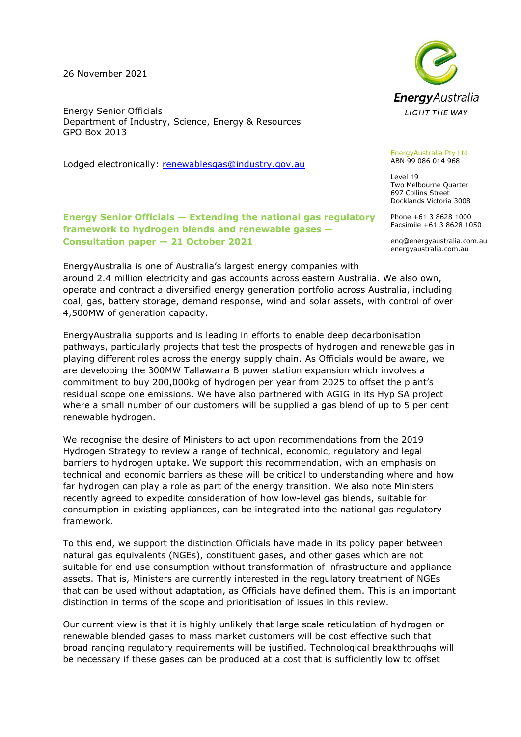26 November 2021

Energy Senior Officials
Department of Industry, Science, Energy & Resources
GPO Box 2013

Lodged electronically: renewablesgas@industry.gov.au

EnergyAustralia
LIGHT THE WAY

EnergyAustralia Pty Ltd
ABN 99 086 014 968

Level 19
Two Melbourne Quarter
697 Collins Street
Docklands Victoria 3008

Phone +61 3 8628 1000
Facsimile +61 3 8628 1050

enq@energyaustralia.com.au
energyaustralia.com.au

## Energy Senior Officials — Extending the national gas regulatory framework to hydrogen blends and renewable gases — Consultation paper — 21 October 2021

EnergyAustralia is one of Australia's largest energy companies with around 2.4 million electricity and gas accounts across eastern Australia. We also own, operate and contract a diversified energy generation portfolio across Australia, including coal, gas, battery storage, demand response, wind and solar assets, with control of over 4,500MW of generation capacity.

EnergyAustralia supports and is leading in efforts to enable deep decarbonisation pathways, particularly projects that test the prospects of hydrogen and renewable gas in playing different roles across the energy supply chain. As Officials would be aware, we are developing the 300MW Tallawarra B power station expansion which involves a commitment to buy 200,000kg of hydrogen per year from 2025 to offset the plant's residual scope one emissions. We have also partnered with AGIG in its Hyp SA project where a small number of our customers will be supplied a gas blend of up to 5 per cent renewable hydrogen.

We recognise the desire of Ministers to act upon recommendations from the 2019 Hydrogen Strategy to review a range of technical, economic, regulatory and legal barriers to hydrogen uptake. We support this recommendation, with an emphasis on technical and economic barriers as these will be critical to understanding where and how far hydrogen can play a role as part of the energy transition. We also note Ministers recently agreed to expedite consideration of how low-level gas blends, suitable for consumption in existing appliances, can be integrated into the national gas regulatory framework.

To this end, we support the distinction Officials have made in its policy paper between natural gas equivalents (NGEs), constituent gases, and other gases which are not suitable for end use consumption without transformation of infrastructure and appliance assets. That is, Ministers are currently interested in the regulatory treatment of NGEs that can be used without adaptation, as Officials have defined them. This is an important distinction in terms of the scope and prioritisation of issues in this review.

Our current view is that it is highly unlikely that large scale reticulation of hydrogen or renewable blended gases to mass market customers will be cost effective such that broad ranging regulatory requirements will be justified. Technological breakthroughs will be necessary if these gases can be produced at a cost that is sufficiently low to offset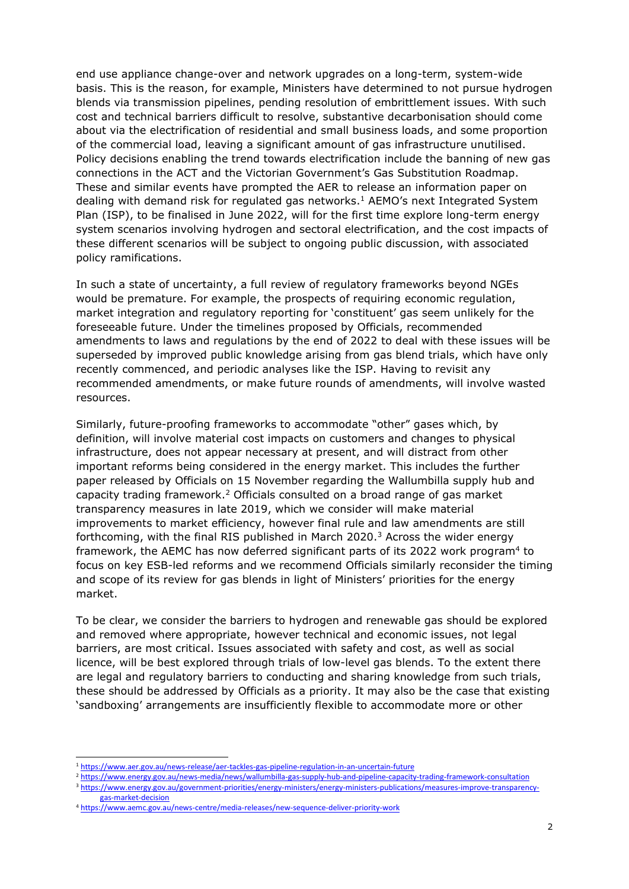end use appliance change-over and network upgrades on a long-term, system-wide basis. This is the reason, for example, Ministers have determined to not pursue hydrogen blends via transmission pipelines, pending resolution of embrittlement issues. With such cost and technical barriers difficult to resolve, substantive decarbonisation should come about via the electrification of residential and small business loads, and some proportion of the commercial load, leaving a significant amount of gas infrastructure unutilised. Policy decisions enabling the trend towards electrification include the banning of new gas connections in the ACT and the Victorian Government's Gas Substitution Roadmap. These and similar events have prompted the AER to release an information paper on dealing with demand risk for regulated gas networks.[1] AEMO's next Integrated System Plan (ISP), to be finalised in June 2022, will for the first time explore long-term energy system scenarios involving hydrogen and sectoral electrification, and the cost impacts of these different scenarios will be subject to ongoing public discussion, with associated policy ramifications.

In such a state of uncertainty, a full review of regulatory frameworks beyond NGEs would be premature. For example, the prospects of requiring economic regulation, market integration and regulatory reporting for 'constituent' gas seem unlikely for the foreseeable future. Under the timelines proposed by Officials, recommended amendments to laws and regulations by the end of 2022 to deal with these issues will be superseded by improved public knowledge arising from gas blend trials, which have only recently commenced, and periodic analyses like the ISP. Having to revisit any recommended amendments, or make future rounds of amendments, will involve wasted resources.

Similarly, future-proofing frameworks to accommodate "other" gases which, by definition, will involve material cost impacts on customers and changes to physical infrastructure, does not appear necessary at present, and will distract from other important reforms being considered in the energy market. This includes the further paper released by Officials on 15 November regarding the Wallumbilla supply hub and capacity trading framework.[2] Officials consulted on a broad range of gas market transparency measures in late 2019, which we consider will make material improvements to market efficiency, however final rule and law amendments are still forthcoming, with the final RIS published in March 2020.[3] Across the wider energy framework, the AEMC has now deferred significant parts of its 2022 work program[4] to focus on key ESB-led reforms and we recommend Officials similarly reconsider the timing and scope of its review for gas blends in light of Ministers' priorities for the energy market.

To be clear, we consider the barriers to hydrogen and renewable gas should be explored and removed where appropriate, however technical and economic issues, not legal barriers, are most critical. Issues associated with safety and cost, as well as social licence, will be best explored through trials of low-level gas blends. To the extent there are legal and regulatory barriers to conducting and sharing knowledge from such trials, these should be addressed by Officials as a priority. It may also be the case that existing 'sandboxing' arrangements are insufficiently flexible to accommodate more or other

---

[1] https://www.aer.gov.au/news-release/aer-tackles-gas-pipeline-regulation-in-an-uncertain-future

[2] https://www.energy.gov.au/news-media/news/wallumbilla-gas-supply-hub-and-pipeline-capacity-trading-framework-consultation

[3] https://www.energy.gov.au/government-priorities/energy-ministers/energy-ministers-publications/measures-improve-transparency-gas-market-decision

[4] https://www.aemc.gov.au/news-centre/media-releases/new-sequence-deliver-priority-work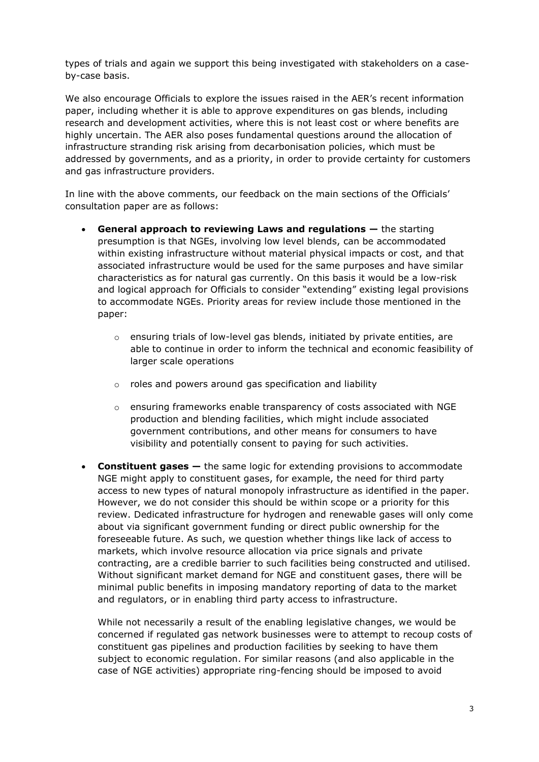types of trials and again we support this being investigated with stakeholders on a case-by-case basis.

We also encourage Officials to explore the issues raised in the AER's recent information paper, including whether it is able to approve expenditures on gas blends, including research and development activities, where this is not least cost or where benefits are highly uncertain. The AER also poses fundamental questions around the allocation of infrastructure stranding risk arising from decarbonisation policies, which must be addressed by governments, and as a priority, in order to provide certainty for customers and gas infrastructure providers.

In line with the above comments, our feedback on the main sections of the Officials' consultation paper are as follows:

- **General approach to reviewing Laws and regulations —** the starting presumption is that NGEs, involving low level blends, can be accommodated within existing infrastructure without material physical impacts or cost, and that associated infrastructure would be used for the same purposes and have similar characteristics as for natural gas currently. On this basis it would be a low-risk and logical approach for Officials to consider "extending" existing legal provisions to accommodate NGEs. Priority areas for review include those mentioned in the paper:
  - ensuring trials of low-level gas blends, initiated by private entities, are able to continue in order to inform the technical and economic feasibility of larger scale operations
  - roles and powers around gas specification and liability
  - ensuring frameworks enable transparency of costs associated with NGE production and blending facilities, which might include associated government contributions, and other means for consumers to have visibility and potentially consent to paying for such activities.
- **Constituent gases —** the same logic for extending provisions to accommodate NGE might apply to constituent gases, for example, the need for third party access to new types of natural monopoly infrastructure as identified in the paper. However, we do not consider this should be within scope or a priority for this review. Dedicated infrastructure for hydrogen and renewable gases will only come about via significant government funding or direct public ownership for the foreseeable future. As such, we question whether things like lack of access to markets, which involve resource allocation via price signals and private contracting, are a credible barrier to such facilities being constructed and utilised. Without significant market demand for NGE and constituent gases, there will be minimal public benefits in imposing mandatory reporting of data to the market and regulators, or in enabling third party access to infrastructure.

  While not necessarily a result of the enabling legislative changes, we would be concerned if regulated gas network businesses were to attempt to recoup costs of constituent gas pipelines and production facilities by seeking to have them subject to economic regulation. For similar reasons (and also applicable in the case of NGE activities) appropriate ring-fencing should be imposed to avoid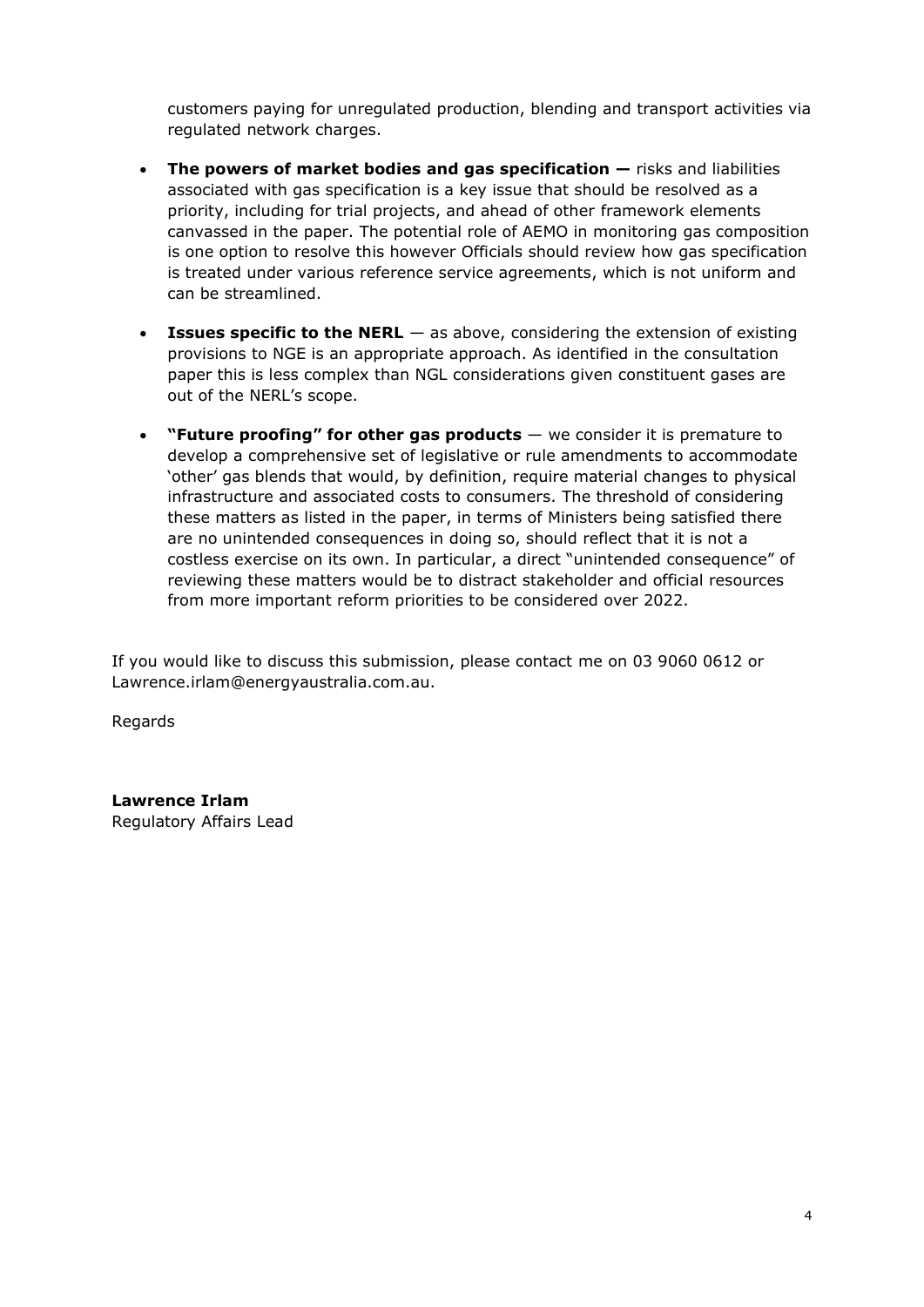customers paying for unregulated production, blending and transport activities via regulated network charges.

- **The powers of market bodies and gas specification —** risks and liabilities associated with gas specification is a key issue that should be resolved as a priority, including for trial projects, and ahead of other framework elements canvassed in the paper. The potential role of AEMO in monitoring gas composition is one option to resolve this however Officials should review how gas specification is treated under various reference service agreements, which is not uniform and can be streamlined.
- **Issues specific to the NERL** — as above, considering the extension of existing provisions to NGE is an appropriate approach. As identified in the consultation paper this is less complex than NGL considerations given constituent gases are out of the NERL's scope.
- **"Future proofing" for other gas products** — we consider it is premature to develop a comprehensive set of legislative or rule amendments to accommodate 'other' gas blends that would, by definition, require material changes to physical infrastructure and associated costs to consumers. The threshold of considering these matters as listed in the paper, in terms of Ministers being satisfied there are no unintended consequences in doing so, should reflect that it is not a costless exercise on its own. In particular, a direct "unintended consequence" of reviewing these matters would be to distract stakeholder and official resources from more important reform priorities to be considered over 2022.

If you would like to discuss this submission, please contact me on 03 9060 0612 or Lawrence.irlam@energyaustralia.com.au.

Regards

**Lawrence Irlam**
Regulatory Affairs Lead